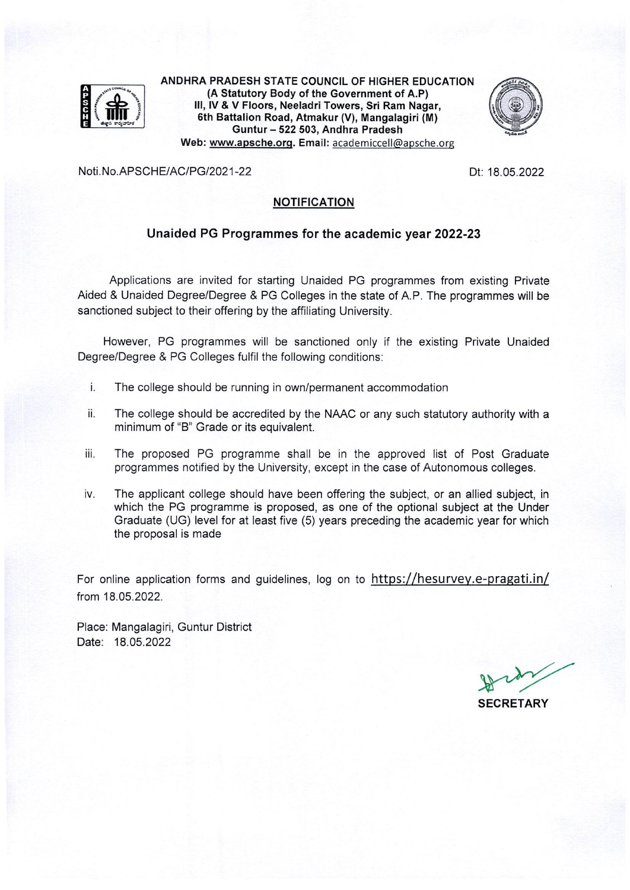**ANDHRA PRADESH STATE COUNCIL OF HIGHER EDUCATION**
**(A Statutory Body of the Government of A.P)**
**III, IV & V Floors, Neeladri Towers, Sri Ram Nagar,**
**6th Battalion Road, Atmakur (V), Mangalagiri (M)**
**Guntur – 522 503, Andhra Pradesh**
**Web: www.apsche.org. Email:** academiccell@apsche.org

Noti.No.APSCHE/AC/PG/2021-22 Dt: 18.05.2022

## NOTIFICATION

### Unaided PG Programmes for the academic year 2022-23

Applications are invited for starting Unaided PG programmes from existing Private Aided & Unaided Degree/Degree & PG Colleges in the state of A.P. The programmes will be sanctioned subject to their offering by the affiliating University.

However, PG programmes will be sanctioned only if the existing Private Unaided Degree/Degree & PG Colleges fulfil the following conditions:

i. The college should be running in own/permanent accommodation

ii. The college should be accredited by the NAAC or any such statutory authority with a minimum of "B" Grade or its equivalent.

iii. The proposed PG programme shall be in the approved list of Post Graduate programmes notified by the University, except in the case of Autonomous colleges.

iv. The applicant college should have been offering the subject, or an allied subject, in which the PG programme is proposed, as one of the optional subject at the Under Graduate (UG) level for at least five (5) years preceding the academic year for which the proposal is made

For online application forms and guidelines, log on to https://hesurvey.e-pragati.in/ from 18.05.2022.

Place: Mangalagiri, Guntur District
Date: 18.05.2022

**SECRETARY**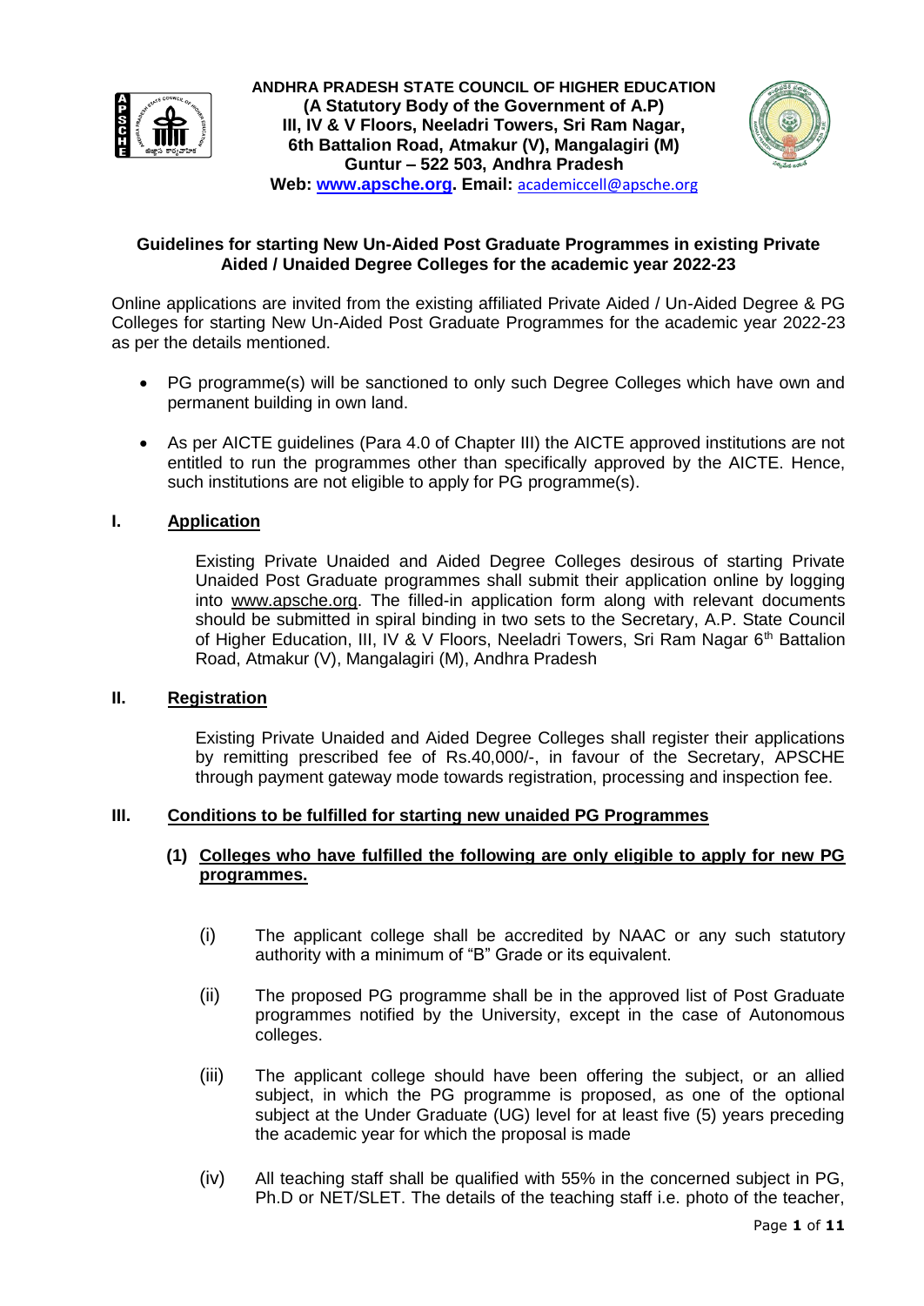**ANDHRA PRADESH STATE COUNCIL OF HIGHER EDUCATION**
**(A Statutory Body of the Government of A.P)**
**III, IV & V Floors, Neeladri Towers, Sri Ram Nagar,**
**6th Battalion Road, Atmakur (V), Mangalagiri (M)**
**Guntur – 522 503, Andhra Pradesh**
**Web: www.apsche.org. Email:** academiccell@apsche.org

**Guidelines for starting New Un-Aided Post Graduate Programmes in existing Private Aided / Unaided Degree Colleges for the academic year 2022-23**

Online applications are invited from the existing affiliated Private Aided / Un-Aided Degree & PG Colleges for starting New Un-Aided Post Graduate Programmes for the academic year 2022-23 as per the details mentioned.

- PG programme(s) will be sanctioned to only such Degree Colleges which have own and permanent building in own land.
- As per AICTE guidelines (Para 4.0 of Chapter III) the AICTE approved institutions are not entitled to run the programmes other than specifically approved by the AICTE. Hence, such institutions are not eligible to apply for PG programme(s).

## I. Application

Existing Private Unaided and Aided Degree Colleges desirous of starting Private Unaided Post Graduate programmes shall submit their application online by logging into www.apsche.org. The filled-in application form along with relevant documents should be submitted in spiral binding in two sets to the Secretary, A.P. State Council of Higher Education, III, IV & V Floors, Neeladri Towers, Sri Ram Nagar 6th Battalion Road, Atmakur (V), Mangalagiri (M), Andhra Pradesh

## II. Registration

Existing Private Unaided and Aided Degree Colleges shall register their applications by remitting prescribed fee of Rs.40,000/-, in favour of the Secretary, APSCHE through payment gateway mode towards registration, processing and inspection fee.

## III. Conditions to be fulfilled for starting new unaided PG Programmes

### (1) Colleges who have fulfilled the following are only eligible to apply for new PG programmes.

(i) The applicant college shall be accredited by NAAC or any such statutory authority with a minimum of "B" Grade or its equivalent.

(ii) The proposed PG programme shall be in the approved list of Post Graduate programmes notified by the University, except in the case of Autonomous colleges.

(iii) The applicant college should have been offering the subject, or an allied subject, in which the PG programme is proposed, as one of the optional subject at the Under Graduate (UG) level for at least five (5) years preceding the academic year for which the proposal is made

(iv) All teaching staff shall be qualified with 55% in the concerned subject in PG, Ph.D or NET/SLET. The details of the teaching staff i.e. photo of the teacher,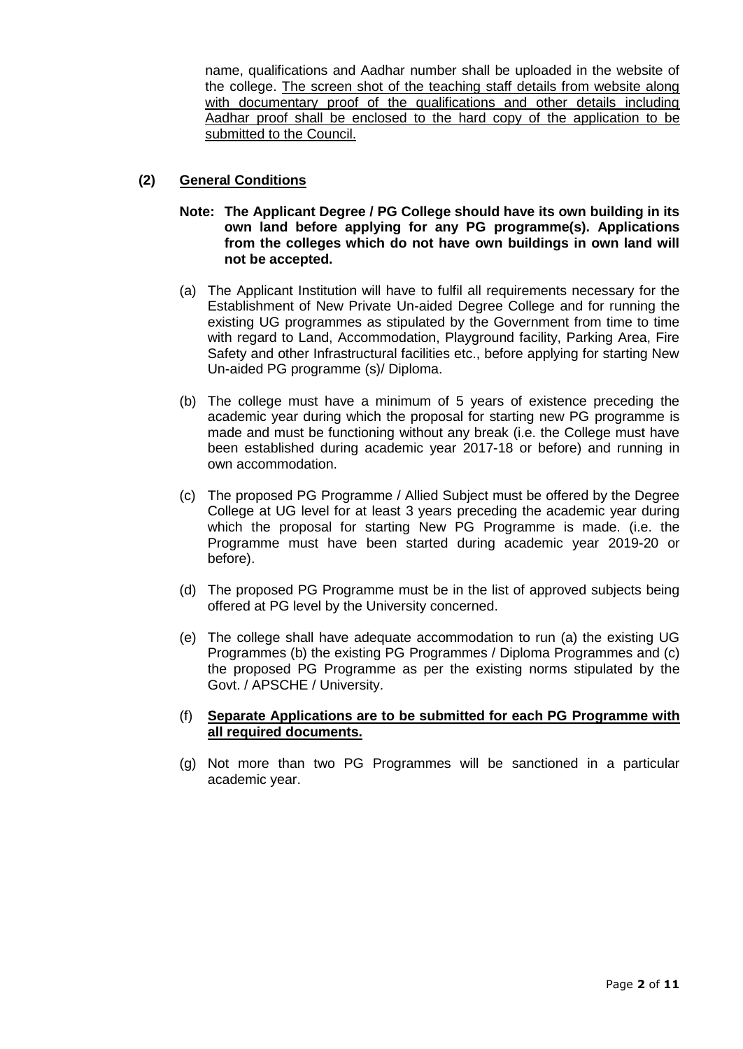name, qualifications and Aadhar number shall be uploaded in the website of the college. <u>The screen shot of the teaching staff details from website along with documentary proof of the qualifications and other details including Aadhar proof shall be enclosed to the hard copy of the application to be submitted to the Council.</u>

## (2) <u>General Conditions</u>

**Note: The Applicant Degree / PG College should have its own building in its own land before applying for any PG programme(s). Applications from the colleges which do not have own buildings in own land will not be accepted.**

(a) The Applicant Institution will have to fulfil all requirements necessary for the Establishment of New Private Un-aided Degree College and for running the existing UG programmes as stipulated by the Government from time to time with regard to Land, Accommodation, Playground facility, Parking Area, Fire Safety and other Infrastructural facilities etc., before applying for starting New Un-aided PG programme (s)/ Diploma.

(b) The college must have a minimum of 5 years of existence preceding the academic year during which the proposal for starting new PG programme is made and must be functioning without any break (i.e. the College must have been established during academic year 2017-18 or before) and running in own accommodation.

(c) The proposed PG Programme / Allied Subject must be offered by the Degree College at UG level for at least 3 years preceding the academic year during which the proposal for starting New PG Programme is made. (i.e. the Programme must have been started during academic year 2019-20 or before).

(d) The proposed PG Programme must be in the list of approved subjects being offered at PG level by the University concerned.

(e) The college shall have adequate accommodation to run (a) the existing UG Programmes (b) the existing PG Programmes / Diploma Programmes and (c) the proposed PG Programme as per the existing norms stipulated by the Govt. / APSCHE / University.

(f) **<u>Separate Applications are to be submitted for each PG Programme with all required documents.</u>**

(g) Not more than two PG Programmes will be sanctioned in a particular academic year.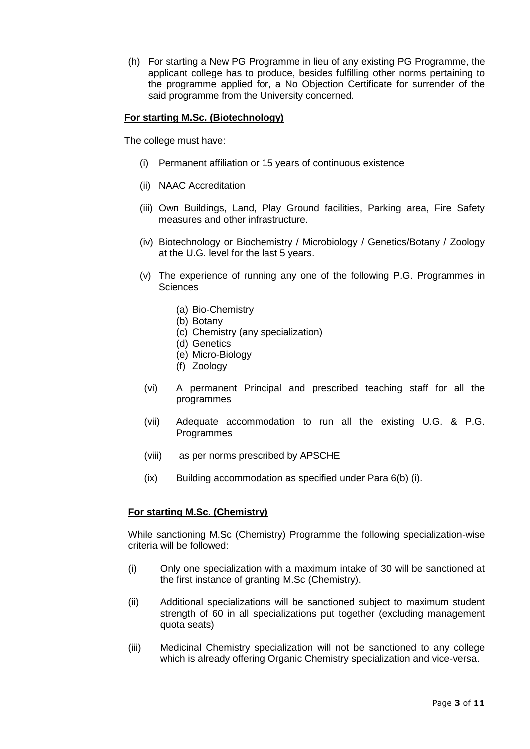(h) For starting a New PG Programme in lieu of any existing PG Programme, the applicant college has to produce, besides fulfilling other norms pertaining to the programme applied for, a No Objection Certificate for surrender of the said programme from the University concerned.

**For starting M.Sc. (Biotechnology)**

The college must have:

(i) Permanent affiliation or 15 years of continuous existence

(ii) NAAC Accreditation

(iii) Own Buildings, Land, Play Ground facilities, Parking area, Fire Safety measures and other infrastructure.

(iv) Biotechnology or Biochemistry / Microbiology / Genetics/Botany / Zoology at the U.G. level for the last 5 years.

(v) The experience of running any one of the following P.G. Programmes in Sciences

- (a) Bio-Chemistry
- (b) Botany
- (c) Chemistry (any specialization)
- (d) Genetics
- (e) Micro-Biology
- (f) Zoology

(vi) A permanent Principal and prescribed teaching staff for all the programmes

(vii) Adequate accommodation to run all the existing U.G. & P.G. Programmes

(viii) as per norms prescribed by APSCHE

(ix) Building accommodation as specified under Para 6(b) (i).

**For starting M.Sc. (Chemistry)**

While sanctioning M.Sc (Chemistry) Programme the following specialization-wise criteria will be followed:

(i) Only one specialization with a maximum intake of 30 will be sanctioned at the first instance of granting M.Sc (Chemistry).

(ii) Additional specializations will be sanctioned subject to maximum student strength of 60 in all specializations put together (excluding management quota seats)

(iii) Medicinal Chemistry specialization will not be sanctioned to any college which is already offering Organic Chemistry specialization and vice-versa.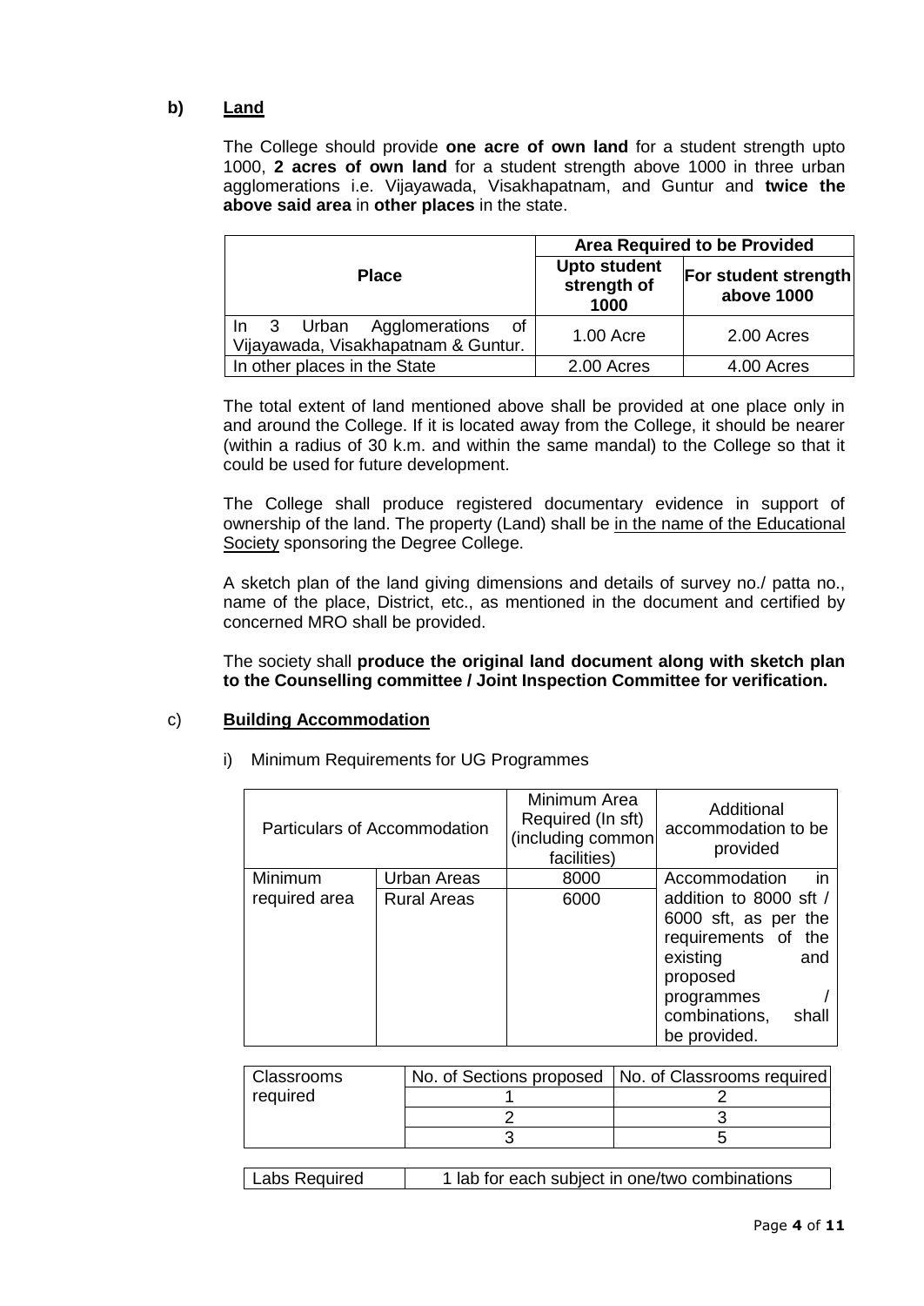**b) Land**

The College should provide **one acre of own land** for a student strength upto 1000, **2 acres of own land** for a student strength above 1000 in three urban agglomerations i.e. Vijayawada, Visakhapatnam, and Guntur and **twice the above said area** in **other places** in the state.

| Place | Area Required to be Provided | |
|---|---|---|
| | **Upto student strength of 1000** | **For student strength above 1000** |
| In 3 Urban Agglomerations of Vijayawada, Visakhapatnam & Guntur. | 1.00 Acre | 2.00 Acres |
| In other places in the State | 2.00 Acres | 4.00 Acres |

The total extent of land mentioned above shall be provided at one place only in and around the College. If it is located away from the College, it should be nearer (within a radius of 30 k.m. and within the same mandal) to the College so that it could be used for future development.

The College shall produce registered documentary evidence in support of ownership of the land. The property (Land) shall be in the name of the Educational Society sponsoring the Degree College.

A sketch plan of the land giving dimensions and details of survey no./ patta no., name of the place, District, etc., as mentioned in the document and certified by concerned MRO shall be provided.

The society shall **produce the original land document along with sketch plan to the Counselling committee / Joint Inspection Committee for verification.**

**c) Building Accommodation**

i) Minimum Requirements for UG Programmes

| Particulars of Accommodation | | Minimum Area Required (In sft) (including common facilities) | Additional accommodation to be provided |
|---|---|---|---|
| Minimum required area | Urban Areas | 8000 | Accommodation in addition to 8000 sft / 6000 sft, as per the requirements of the existing and proposed programmes / combinations, shall be provided. |
| | Rural Areas | 6000 | |

| Classrooms required | No. of Sections proposed | No. of Classrooms required |
|---|---|---|
| | 1 | 2 |
| | 2 | 3 |
| | 3 | 5 |

| Labs Required | 1 lab for each subject in one/two combinations |
|---|---|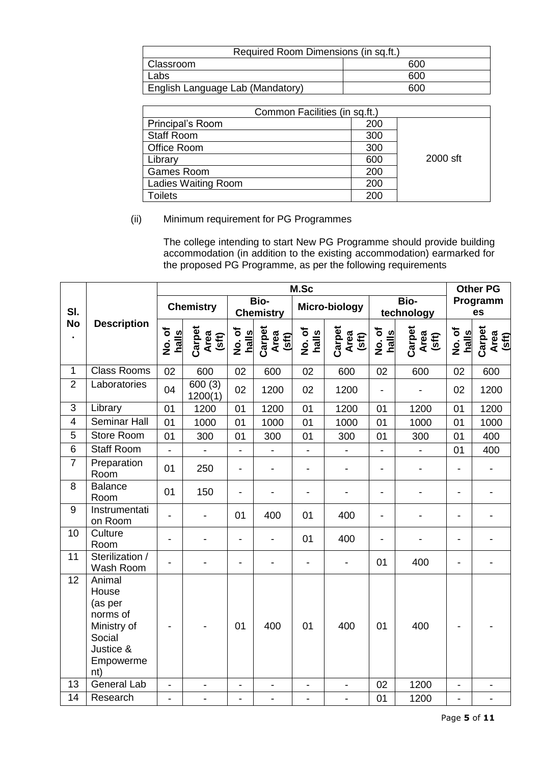| Required Room Dimensions (in sq.ft.) | |
|---|---|
| Classroom | 600 |
| Labs | 600 |
| English Language Lab (Mandatory) | 600 |

| Common Facilities (in sq.ft.) | | |
|---|---|---|
| Principal's Room | 200 | 2000 sft |
| Staff Room | 300 | |
| Office Room | 300 | |
| Library | 600 | |
| Games Room | 200 | |
| Ladies Waiting Room | 200 | |
| Toilets | 200 | |

(ii) Minimum requirement for PG Programmes

The college intending to start New PG Programme should provide building accommodation (in addition to the existing accommodation) earmarked for the proposed PG Programme, as per the following requirements

| Sl. No. | Description | M.Sc | | | | | | | | Other PG Programmes | |
|---|---|---|---|---|---|---|---|---|---|---|---|
| | | Chemistry | | Bio-Chemistry | | Micro-biology | | Bio-technology | | | |
| | | No. of halls | Carpet Area (sft) | No. of halls | Carpet Area (sft) | No. of halls | Carpet Area (sft) | No. of halls | Carpet Area (sft) | No. of halls | Carpet Area (sft) |
| 1 | Class Rooms | 02 | 600 | 02 | 600 | 02 | 600 | 02 | 600 | 02 | 600 |
| 2 | Laboratories | 04 | 600 (3) 1200(1) | 02 | 1200 | 02 | 1200 | - | - | 02 | 1200 |
| 3 | Library | 01 | 1200 | 01 | 1200 | 01 | 1200 | 01 | 1200 | 01 | 1200 |
| 4 | Seminar Hall | 01 | 1000 | 01 | 1000 | 01 | 1000 | 01 | 1000 | 01 | 1000 |
| 5 | Store Room | 01 | 300 | 01 | 300 | 01 | 300 | 01 | 300 | 01 | 400 |
| 6 | Staff Room | - | - | - | - | - | - | - | - | 01 | 400 |
| 7 | Preparation Room | 01 | 250 | - | - | - | - | - | - | - | - |
| 8 | Balance Room | 01 | 150 | - | - | - | - | - | - | - | - |
| 9 | Instrumentation Room | - | - | 01 | 400 | 01 | 400 | - | - | - | - |
| 10 | Culture Room | - | - | - | - | 01 | 400 | - | - | - | - |
| 11 | Sterilization / Wash Room | - | - | - | - | - | - | 01 | 400 | - | - |
| 12 | Animal House (as per norms of Ministry of Social Justice & Empowerment) | - | - | 01 | 400 | 01 | 400 | 01 | 400 | - | - |
| 13 | General Lab | - | - | - | - | - | - | 02 | 1200 | - | - |
| 14 | Research | - | - | - | - | - | - | 01 | 1200 | - | - |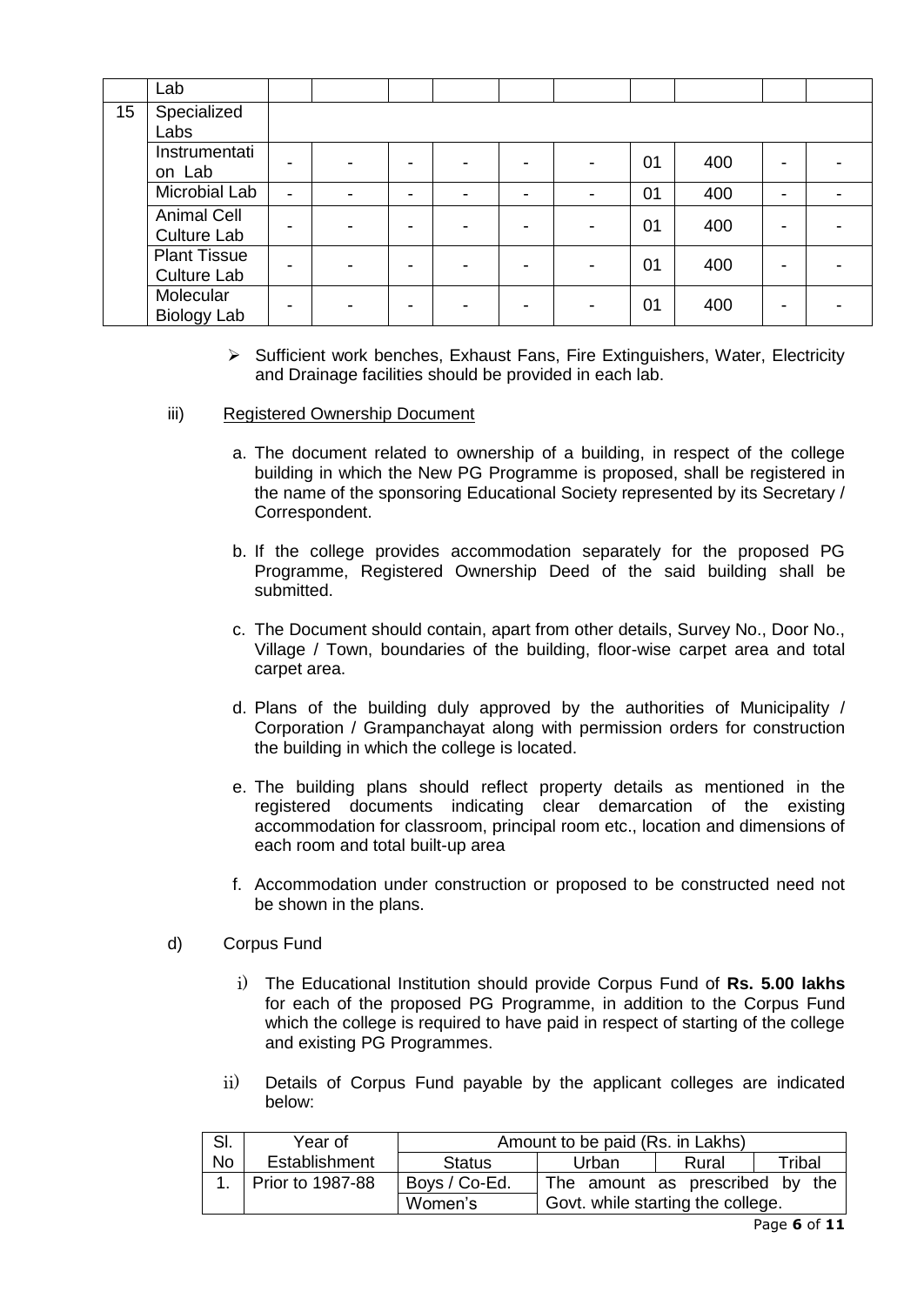|  | Lab |  |  |  |  |  |  |  |  |  |  |
|---|---|---|---|---|---|---|---|---|---|---|---|
| 15 | Specialized Labs |  |  |  |  |  |  |  |  |  |  |
|  | Instrumentation Lab | - | - | - | - | - | - | 01 | 400 | - | - |
|  | Microbial Lab | - | - | - | - | - | - | 01 | 400 | - | - |
|  | Animal Cell Culture Lab | - | - | - | - | - | - | 01 | 400 | - | - |
|  | Plant Tissue Culture Lab | - | - | - | - | - | - | 01 | 400 | - | - |
|  | Molecular Biology Lab | - | - | - | - | - | - | 01 | 400 | - | - |

- Sufficient work benches, Exhaust Fans, Fire Extinguishers, Water, Electricity and Drainage facilities should be provided in each lab.

iii) Registered Ownership Document

a. The document related to ownership of a building, in respect of the college building in which the New PG Programme is proposed, shall be registered in the name of the sponsoring Educational Society represented by its Secretary / Correspondent.

b. If the college provides accommodation separately for the proposed PG Programme, Registered Ownership Deed of the said building shall be submitted.

c. The Document should contain, apart from other details, Survey No., Door No., Village / Town, boundaries of the building, floor-wise carpet area and total carpet area.

d. Plans of the building duly approved by the authorities of Municipality / Corporation / Grampanchayat along with permission orders for construction the building in which the college is located.

e. The building plans should reflect property details as mentioned in the registered documents indicating clear demarcation of the existing accommodation for classroom, principal room etc., location and dimensions of each room and total built-up area

f. Accommodation under construction or proposed to be constructed need not be shown in the plans.

d) Corpus Fund

i) The Educational Institution should provide Corpus Fund of **Rs. 5.00 lakhs** for each of the proposed PG Programme, in addition to the Corpus Fund which the college is required to have paid in respect of starting of the college and existing PG Programmes.

ii) Details of Corpus Fund payable by the applicant colleges are indicated below:

| Sl. No | Year of Establishment | Amount to be paid (Rs. in Lakhs) | | | |
|---|---|---|---|---|---|
| | | Status | Urban | Rural | Tribal |
| 1. | Prior to 1987-88 | Boys / Co-Ed. | The amount as prescribed by the Govt. while starting the college. | | |
| | | Women's | | | |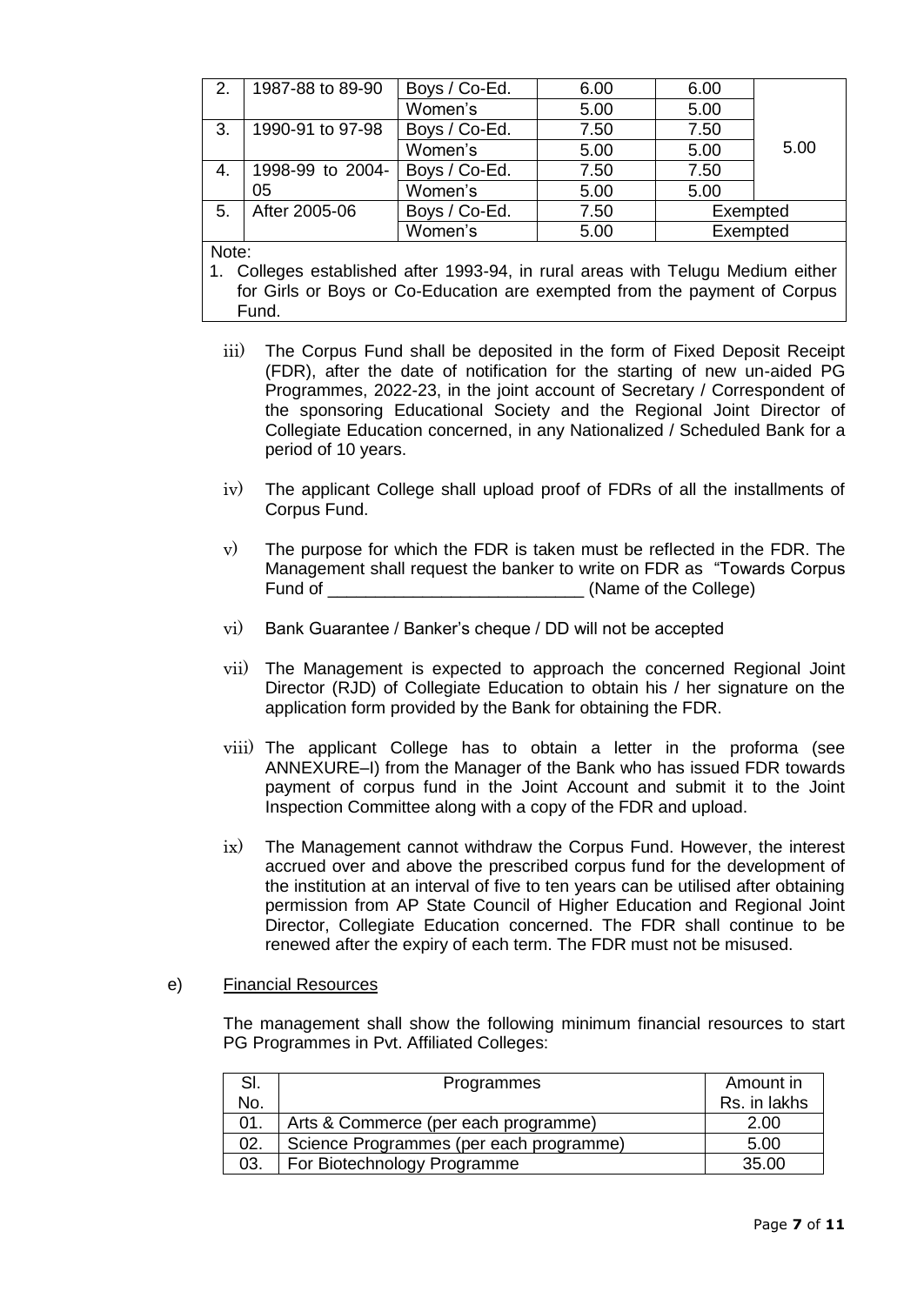| 2. | 1987-88 to 89-90 | Boys / Co-Ed. | 6.00 | 6.00 | 5.00 |
|---|---|---|---|---|---|
| | | Women's | 5.00 | 5.00 | |
| 3. | 1990-91 to 97-98 | Boys / Co-Ed. | 7.50 | 7.50 | |
| | | Women's | 5.00 | 5.00 | |
| 4. | 1998-99 to 2004-05 | Boys / Co-Ed. | 7.50 | 7.50 | |
| | | Women's | 5.00 | 5.00 | |
| 5. | After 2005-06 | Boys / Co-Ed. | 7.50 | Exempted | |
| | | Women's | 5.00 | Exempted | |

Note:

1. Colleges established after 1993-94, in rural areas with Telugu Medium either for Girls or Boys or Co-Education are exempted from the payment of Corpus Fund.

iii) The Corpus Fund shall be deposited in the form of Fixed Deposit Receipt (FDR), after the date of notification for the starting of new un-aided PG Programmes, 2022-23, in the joint account of Secretary / Correspondent of the sponsoring Educational Society and the Regional Joint Director of Collegiate Education concerned, in any Nationalized / Scheduled Bank for a period of 10 years.

iv) The applicant College shall upload proof of FDRs of all the installments of Corpus Fund.

v) The purpose for which the FDR is taken must be reflected in the FDR. The Management shall request the banker to write on FDR as "Towards Corpus Fund of ___________________________ (Name of the College)

vi) Bank Guarantee / Banker's cheque / DD will not be accepted

vii) The Management is expected to approach the concerned Regional Joint Director (RJD) of Collegiate Education to obtain his / her signature on the application form provided by the Bank for obtaining the FDR.

viii) The applicant College has to obtain a letter in the proforma (see ANNEXURE–I) from the Manager of the Bank who has issued FDR towards payment of corpus fund in the Joint Account and submit it to the Joint Inspection Committee along with a copy of the FDR and upload.

ix) The Management cannot withdraw the Corpus Fund. However, the interest accrued over and above the prescribed corpus fund for the development of the institution at an interval of five to ten years can be utilised after obtaining permission from AP State Council of Higher Education and Regional Joint Director, Collegiate Education concerned. The FDR shall continue to be renewed after the expiry of each term. The FDR must not be misused.

e) Financial Resources

The management shall show the following minimum financial resources to start PG Programmes in Pvt. Affiliated Colleges:

| Sl. No. | Programmes | Amount in Rs. in lakhs |
|---|---|---|
| 01. | Arts & Commerce (per each programme) | 2.00 |
| 02. | Science Programmes (per each programme) | 5.00 |
| 03. | For Biotechnology Programme | 35.00 |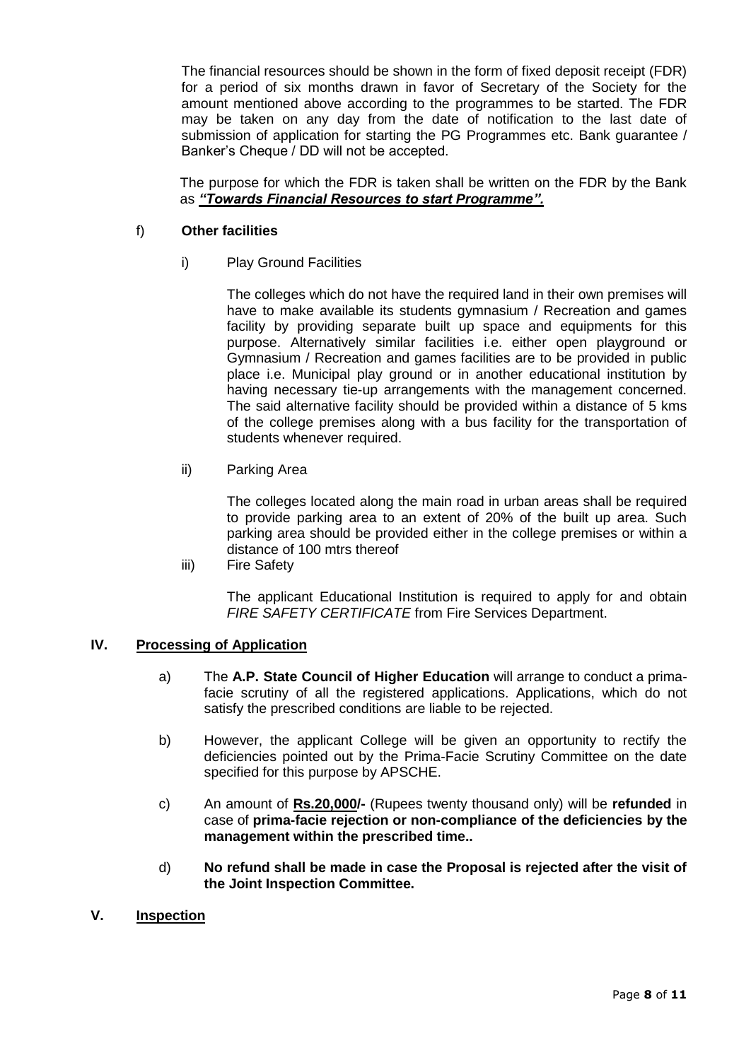The financial resources should be shown in the form of fixed deposit receipt (FDR) for a period of six months drawn in favor of Secretary of the Society for the amount mentioned above according to the programmes to be started. The FDR may be taken on any day from the date of notification to the last date of submission of application for starting the PG Programmes etc. Bank guarantee / Banker's Cheque / DD will not be accepted.

The purpose for which the FDR is taken shall be written on the FDR by the Bank as ***"Towards Financial Resources to start Programme".***

f) **Other facilities**

i) Play Ground Facilities

The colleges which do not have the required land in their own premises will have to make available its students gymnasium / Recreation and games facility by providing separate built up space and equipments for this purpose. Alternatively similar facilities i.e. either open playground or Gymnasium / Recreation and games facilities are to be provided in public place i.e. Municipal play ground or in another educational institution by having necessary tie-up arrangements with the management concerned. The said alternative facility should be provided within a distance of 5 kms of the college premises along with a bus facility for the transportation of students whenever required.

ii) Parking Area

The colleges located along the main road in urban areas shall be required to provide parking area to an extent of 20% of the built up area. Such parking area should be provided either in the college premises or within a distance of 100 mtrs thereof

iii) Fire Safety

The applicant Educational Institution is required to apply for and obtain *FIRE SAFETY CERTIFICATE* from Fire Services Department.

## IV. Processing of Application

a) The **A.P. State Council of Higher Education** will arrange to conduct a prima-facie scrutiny of all the registered applications. Applications, which do not satisfy the prescribed conditions are liable to be rejected.

b) However, the applicant College will be given an opportunity to rectify the deficiencies pointed out by the Prima-Facie Scrutiny Committee on the date specified for this purpose by APSCHE.

c) An amount of **Rs.20,000/-** (Rupees twenty thousand only) will be **refunded** in case of **prima-facie rejection or non-compliance of the deficiencies by the management within the prescribed time..**

d) **No refund shall be made in case the Proposal is rejected after the visit of the Joint Inspection Committee.**

## V. Inspection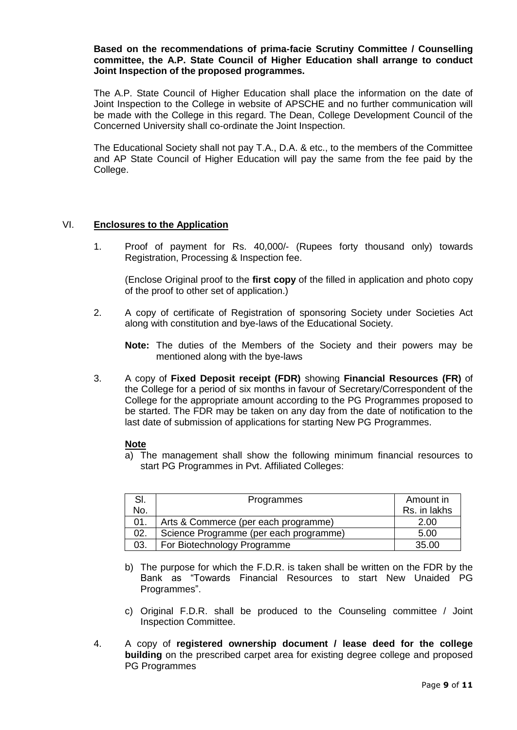**Based on the recommendations of prima-facie Scrutiny Committee / Counselling committee, the A.P. State Council of Higher Education shall arrange to conduct Joint Inspection of the proposed programmes.**

The A.P. State Council of Higher Education shall place the information on the date of Joint Inspection to the College in website of APSCHE and no further communication will be made with the College in this regard. The Dean, College Development Council of the Concerned University shall co-ordinate the Joint Inspection.

The Educational Society shall not pay T.A., D.A. & etc., to the members of the Committee and AP State Council of Higher Education will pay the same from the fee paid by the College.

## VI. Enclosures to the Application

1. Proof of payment for Rs. 40,000/- (Rupees forty thousand only) towards Registration, Processing & Inspection fee.

   (Enclose Original proof to the **first copy** of the filled in application and photo copy of the proof to other set of application.)

2. A copy of certificate of Registration of sponsoring Society under Societies Act along with constitution and bye-laws of the Educational Society.

   **Note:** The duties of the Members of the Society and their powers may be mentioned along with the bye-laws

3. A copy of **Fixed Deposit receipt (FDR)** showing **Financial Resources (FR)** of the College for a period of six months in favour of Secretary/Correspondent of the College for the appropriate amount according to the PG Programmes proposed to be started. The FDR may be taken on any day from the date of notification to the last date of submission of applications for starting New PG Programmes.

   **Note**

   a) The management shall show the following minimum financial resources to start PG Programmes in Pvt. Affiliated Colleges:

   | Sl. No. | Programmes | Amount in Rs. in lakhs |
   |---|---|---|
   | 01. | Arts & Commerce (per each programme) | 2.00 |
   | 02. | Science Programme (per each programme) | 5.00 |
   | 03. | For Biotechnology Programme | 35.00 |

   b) The purpose for which the F.D.R. is taken shall be written on the FDR by the Bank as "Towards Financial Resources to start New Unaided PG Programmes".

   c) Original F.D.R. shall be produced to the Counseling committee / Joint Inspection Committee.

4. A copy of **registered ownership document / lease deed for the college building** on the prescribed carpet area for existing degree college and proposed PG Programmes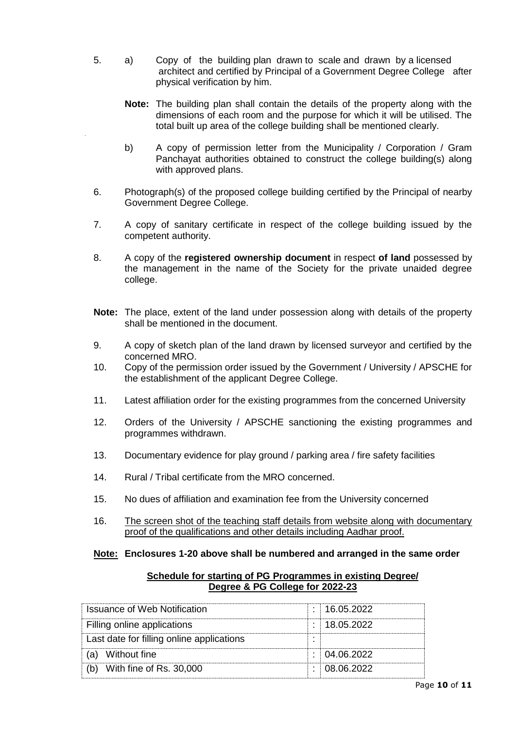5. a) Copy of the building plan drawn to scale and drawn by a licensed architect and certified by Principal of a Government Degree College after physical verification by him.

   **Note:** The building plan shall contain the details of the property along with the dimensions of each room and the purpose for which it will be utilised. The total built up area of the college building shall be mentioned clearly.

   b) A copy of permission letter from the Municipality / Corporation / Gram Panchayat authorities obtained to construct the college building(s) along with approved plans.

6. Photograph(s) of the proposed college building certified by the Principal of nearby Government Degree College.

7. A copy of sanitary certificate in respect of the college building issued by the competent authority.

8. A copy of the **registered ownership document** in respect **of land** possessed by the management in the name of the Society for the private unaided degree college.

**Note:** The place, extent of the land under possession along with details of the property shall be mentioned in the document.

9. A copy of sketch plan of the land drawn by licensed surveyor and certified by the concerned MRO.
10. Copy of the permission order issued by the Government / University / APSCHE for the establishment of the applicant Degree College.
11. Latest affiliation order for the existing programmes from the concerned University
12. Orders of the University / APSCHE sanctioning the existing programmes and programmes withdrawn.
13. Documentary evidence for play ground / parking area / fire safety facilities
14. Rural / Tribal certificate from the MRO concerned.
15. No dues of affiliation and examination fee from the University concerned
16. <u>The screen shot of the teaching staff details from website along with documentary proof of the qualifications and other details including Aadhar proof.</u>

**<u>Note:</u> Enclosures 1-20 above shall be numbered and arranged in the same order**

**<u>Schedule for starting of PG Programmes in existing Degree/ Degree & PG College for 2022-23</u>**

| | | |
|---|---|---|
| Issuance of Web Notification | : | 16.05.2022 |
| Filling online applications | : | 18.05.2022 |
| Last date for filling online applications | : | |
| (a) Without fine | : | 04.06.2022 |
| (b) With fine of Rs. 30,000 | : | 08.06.2022 |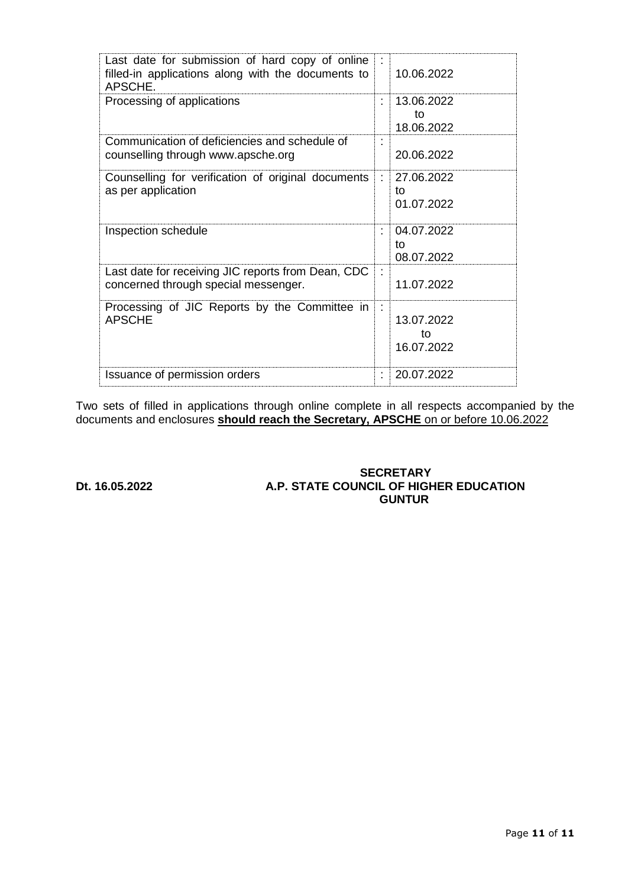| | | |
|---|---|---|
| Last date for submission of hard copy of online filled-in applications along with the documents to APSCHE. | : | 10.06.2022 |
| Processing of applications | : | 13.06.2022 to 18.06.2022 |
| Communication of deficiencies and schedule of counselling through www.apsche.org | : | 20.06.2022 |
| Counselling for verification of original documents as per application | : | 27.06.2022 to 01.07.2022 |
| Inspection schedule | : | 04.07.2022 to 08.07.2022 |
| Last date for receiving JIC reports from Dean, CDC concerned through special messenger. | : | 11.07.2022 |
| Processing of JIC Reports by the Committee in APSCHE | : | 13.07.2022 to 16.07.2022 |
| Issuance of permission orders | : | 20.07.2022 |

Two sets of filled in applications through online complete in all respects accompanied by the documents and enclosures **should reach the Secretary, APSCHE** on or before 10.06.2022

**Dt. 16.05.2022**

**SECRETARY**
**A.P. STATE COUNCIL OF HIGHER EDUCATION**
**GUNTUR**